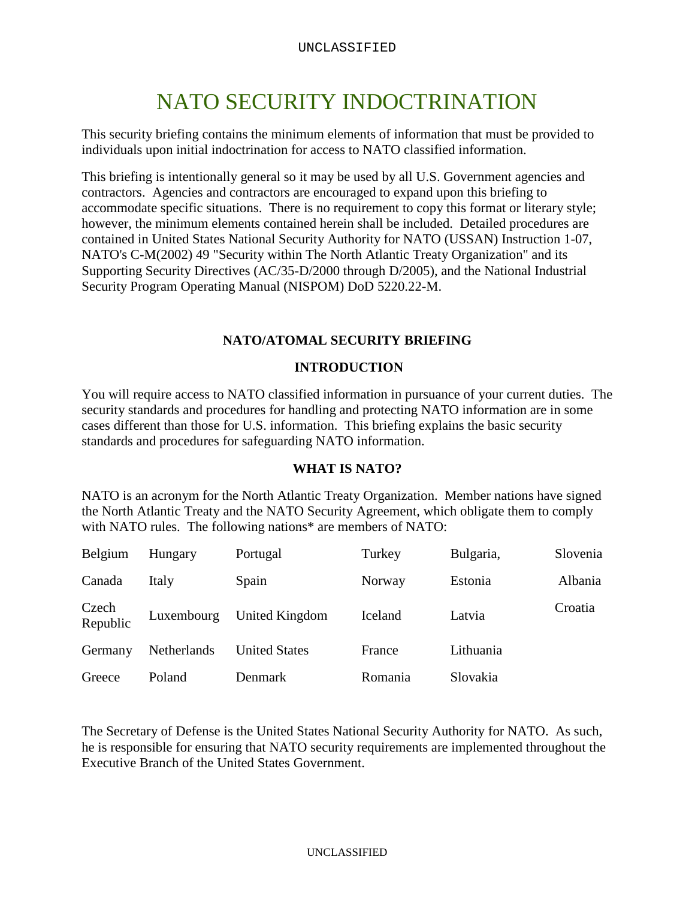# NATO SECURITY INDOCTRINATION

This security briefing contains the minimum elements of information that must be provided to individuals upon initial indoctrination for access to NATO classified information.

This briefing is intentionally general so it may be used by all U.S. Government agencies and contractors. Agencies and contractors are encouraged to expand upon this briefing to accommodate specific situations. There is no requirement to copy this format or literary style; however, the minimum elements contained herein shall be included. Detailed procedures are contained in United States National Security Authority for NATO (USSAN) Instruction 1-07, NATO's C-M(2002) 49 "Security within The North Atlantic Treaty Organization" and its Supporting Security Directives (AC/35-D/2000 through D/2005), and the National Industrial Security Program Operating Manual (NISPOM) DoD 5220.22-M.

## NATO/ATOMAL SECURITY BRIEFING

### INTRODUCTION

You will require access to NATO classified information in pursuance of your current duties. The security standards and procedures for handling and protecting NATO information are in some cases different than those for U.S. information. This briefing explains the basic security standards and procedures for safeguarding NATO information.

### WHAT IS NATO?

NATO is an acronym for the North Atlantic Treaty Organization. Member nations have signed the North Atlantic Treaty and the NATO Security Agreement, which obligate them to comply with NATO rules. The following nations* are members of NATO:

| | | | | | |
|---|---|---|---|---|---|
| Belgium | Hungary | Portugal | Turkey | Bulgaria, | Slovenia |
| Canada | Italy | Spain | Norway | Estonia | Albania |
| Czech Republic | Luxembourg | United Kingdom | Iceland | Latvia | Croatia |
| Germany | Netherlands | United States | France | Lithuania | |
| Greece | Poland | Denmark | Romania | Slovakia | |

The Secretary of Defense is the United States National Security Authority for NATO. As such, he is responsible for ensuring that NATO security requirements are implemented throughout the Executive Branch of the United States Government.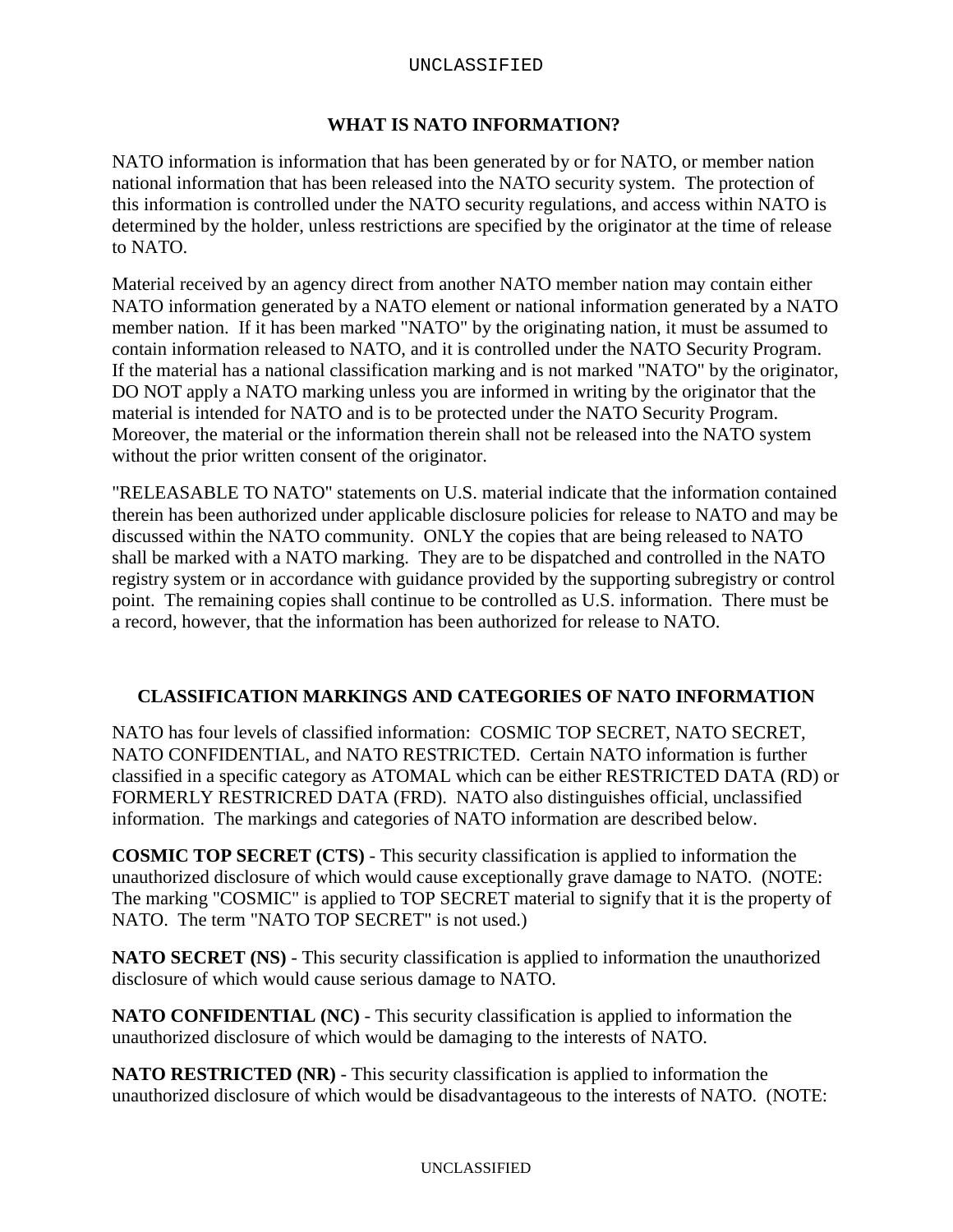## WHAT IS NATO INFORMATION?

NATO information is information that has been generated by or for NATO, or member nation national information that has been released into the NATO security system. The protection of this information is controlled under the NATO security regulations, and access within NATO is determined by the holder, unless restrictions are specified by the originator at the time of release to NATO.

Material received by an agency direct from another NATO member nation may contain either NATO information generated by a NATO element or national information generated by a NATO member nation. If it has been marked "NATO" by the originating nation, it must be assumed to contain information released to NATO, and it is controlled under the NATO Security Program. If the material has a national classification marking and is not marked "NATO" by the originator, DO NOT apply a NATO marking unless you are informed in writing by the originator that the material is intended for NATO and is to be protected under the NATO Security Program. Moreover, the material or the information therein shall not be released into the NATO system without the prior written consent of the originator.

"RELEASABLE TO NATO" statements on U.S. material indicate that the information contained therein has been authorized under applicable disclosure policies for release to NATO and may be discussed within the NATO community. ONLY the copies that are being released to NATO shall be marked with a NATO marking. They are to be dispatched and controlled in the NATO registry system or in accordance with guidance provided by the supporting subregistry or control point. The remaining copies shall continue to be controlled as U.S. information. There must be a record, however, that the information has been authorized for release to NATO.

## CLASSIFICATION MARKINGS AND CATEGORIES OF NATO INFORMATION

NATO has four levels of classified information: COSMIC TOP SECRET, NATO SECRET, NATO CONFIDENTIAL, and NATO RESTRICTED. Certain NATO information is further classified in a specific category as ATOMAL which can be either RESTRICTED DATA (RD) or FORMERLY RESTRICRED DATA (FRD). NATO also distinguishes official, unclassified information. The markings and categories of NATO information are described below.

**COSMIC TOP SECRET (CTS)** - This security classification is applied to information the unauthorized disclosure of which would cause exceptionally grave damage to NATO. (NOTE: The marking "COSMIC" is applied to TOP SECRET material to signify that it is the property of NATO. The term "NATO TOP SECRET" is not used.)

**NATO SECRET (NS)** - This security classification is applied to information the unauthorized disclosure of which would cause serious damage to NATO.

**NATO CONFIDENTIAL (NC)** - This security classification is applied to information the unauthorized disclosure of which would be damaging to the interests of NATO.

**NATO RESTRICTED (NR)** - This security classification is applied to information the unauthorized disclosure of which would be disadvantageous to the interests of NATO. (NOTE: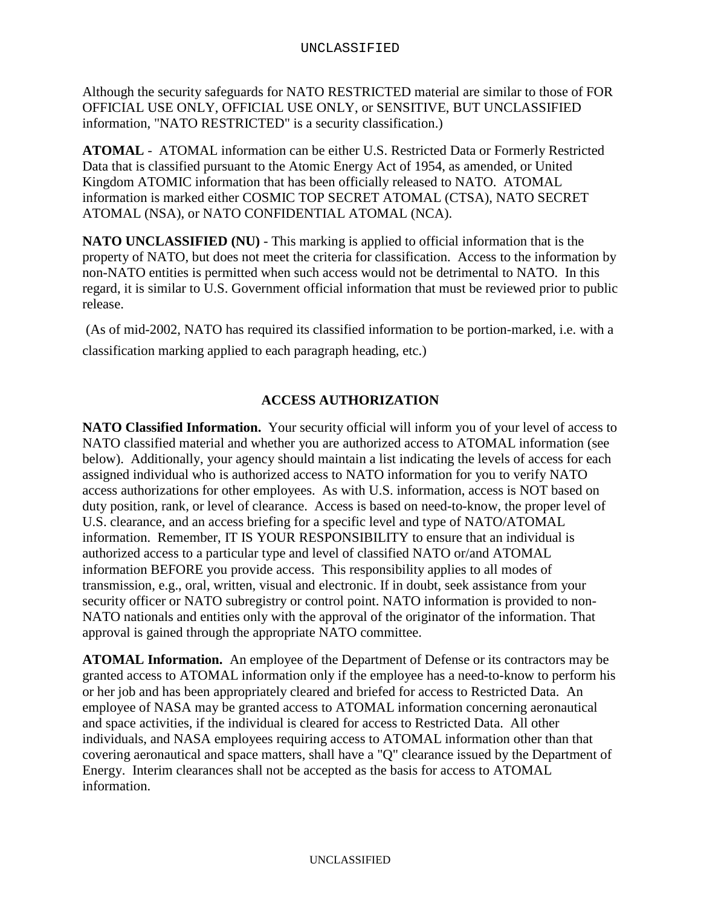Although the security safeguards for NATO RESTRICTED material are similar to those of FOR OFFICIAL USE ONLY, OFFICIAL USE ONLY, or SENSITIVE, BUT UNCLASSIFIED information, "NATO RESTRICTED" is a security classification.)

**ATOMAL** - ATOMAL information can be either U.S. Restricted Data or Formerly Restricted Data that is classified pursuant to the Atomic Energy Act of 1954, as amended, or United Kingdom ATOMIC information that has been officially released to NATO. ATOMAL information is marked either COSMIC TOP SECRET ATOMAL (CTSA), NATO SECRET ATOMAL (NSA), or NATO CONFIDENTIAL ATOMAL (NCA).

**NATO UNCLASSIFIED (NU)** - This marking is applied to official information that is the property of NATO, but does not meet the criteria for classification. Access to the information by non-NATO entities is permitted when such access would not be detrimental to NATO. In this regard, it is similar to U.S. Government official information that must be reviewed prior to public release.

(As of mid-2002, NATO has required its classified information to be portion-marked, i.e. with a classification marking applied to each paragraph heading, etc.)

## ACCESS AUTHORIZATION

**NATO Classified Information.** Your security official will inform you of your level of access to NATO classified material and whether you are authorized access to ATOMAL information (see below). Additionally, your agency should maintain a list indicating the levels of access for each assigned individual who is authorized access to NATO information for you to verify NATO access authorizations for other employees. As with U.S. information, access is NOT based on duty position, rank, or level of clearance. Access is based on need-to-know, the proper level of U.S. clearance, and an access briefing for a specific level and type of NATO/ATOMAL information. Remember, IT IS YOUR RESPONSIBILITY to ensure that an individual is authorized access to a particular type and level of classified NATO or/and ATOMAL information BEFORE you provide access. This responsibility applies to all modes of transmission, e.g., oral, written, visual and electronic. If in doubt, seek assistance from your security officer or NATO subregistry or control point. NATO information is provided to non-NATO nationals and entities only with the approval of the originator of the information. That approval is gained through the appropriate NATO committee.

**ATOMAL Information.** An employee of the Department of Defense or its contractors may be granted access to ATOMAL information only if the employee has a need-to-know to perform his or her job and has been appropriately cleared and briefed for access to Restricted Data. An employee of NASA may be granted access to ATOMAL information concerning aeronautical and space activities, if the individual is cleared for access to Restricted Data. All other individuals, and NASA employees requiring access to ATOMAL information other than that covering aeronautical and space matters, shall have a "Q" clearance issued by the Department of Energy. Interim clearances shall not be accepted as the basis for access to ATOMAL information.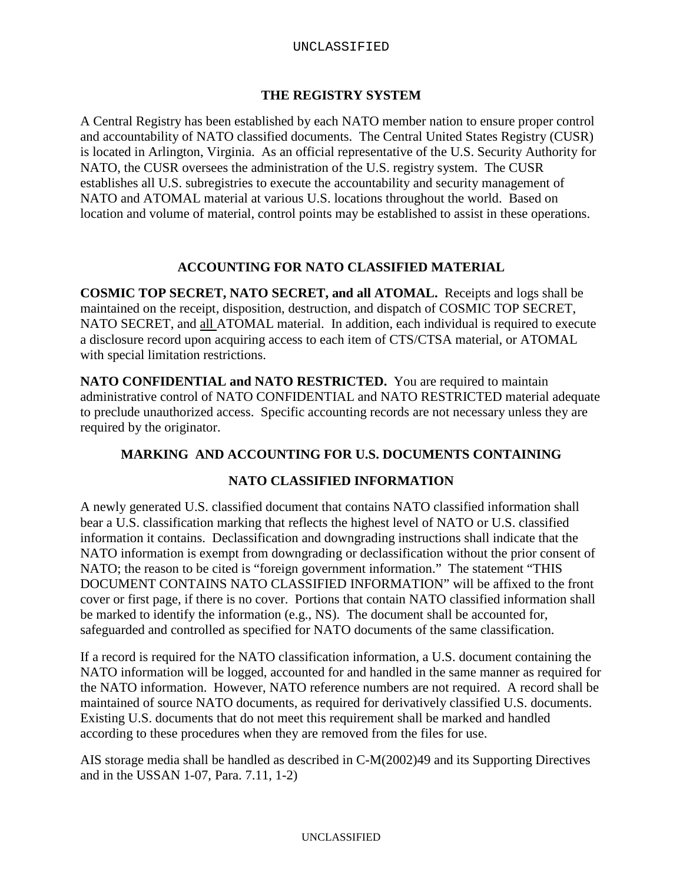## THE REGISTRY SYSTEM

A Central Registry has been established by each NATO member nation to ensure proper control and accountability of NATO classified documents. The Central United States Registry (CUSR) is located in Arlington, Virginia. As an official representative of the U.S. Security Authority for NATO, the CUSR oversees the administration of the U.S. registry system. The CUSR establishes all U.S. subregistries to execute the accountability and security management of NATO and ATOMAL material at various U.S. locations throughout the world. Based on location and volume of material, control points may be established to assist in these operations.

## ACCOUNTING FOR NATO CLASSIFIED MATERIAL

**COSMIC TOP SECRET, NATO SECRET, and all ATOMAL.** Receipts and logs shall be maintained on the receipt, disposition, destruction, and dispatch of COSMIC TOP SECRET, NATO SECRET, and <u>all</u> ATOMAL material. In addition, each individual is required to execute a disclosure record upon acquiring access to each item of CTS/CTSA material, or ATOMAL with special limitation restrictions.

**NATO CONFIDENTIAL and NATO RESTRICTED.** You are required to maintain administrative control of NATO CONFIDENTIAL and NATO RESTRICTED material adequate to preclude unauthorized access. Specific accounting records are not necessary unless they are required by the originator.

## MARKING AND ACCOUNTING FOR U.S. DOCUMENTS CONTAINING NATO CLASSIFIED INFORMATION

A newly generated U.S. classified document that contains NATO classified information shall bear a U.S. classification marking that reflects the highest level of NATO or U.S. classified information it contains. Declassification and downgrading instructions shall indicate that the NATO information is exempt from downgrading or declassification without the prior consent of NATO; the reason to be cited is "foreign government information." The statement "THIS DOCUMENT CONTAINS NATO CLASSIFIED INFORMATION" will be affixed to the front cover or first page, if there is no cover. Portions that contain NATO classified information shall be marked to identify the information (e.g., NS). The document shall be accounted for, safeguarded and controlled as specified for NATO documents of the same classification.

If a record is required for the NATO classification information, a U.S. document containing the NATO information will be logged, accounted for and handled in the same manner as required for the NATO information. However, NATO reference numbers are not required. A record shall be maintained of source NATO documents, as required for derivatively classified U.S. documents. Existing U.S. documents that do not meet this requirement shall be marked and handled according to these procedures when they are removed from the files for use.

AIS storage media shall be handled as described in C-M(2002)49 and its Supporting Directives and in the USSAN 1-07, Para. 7.11, 1-2)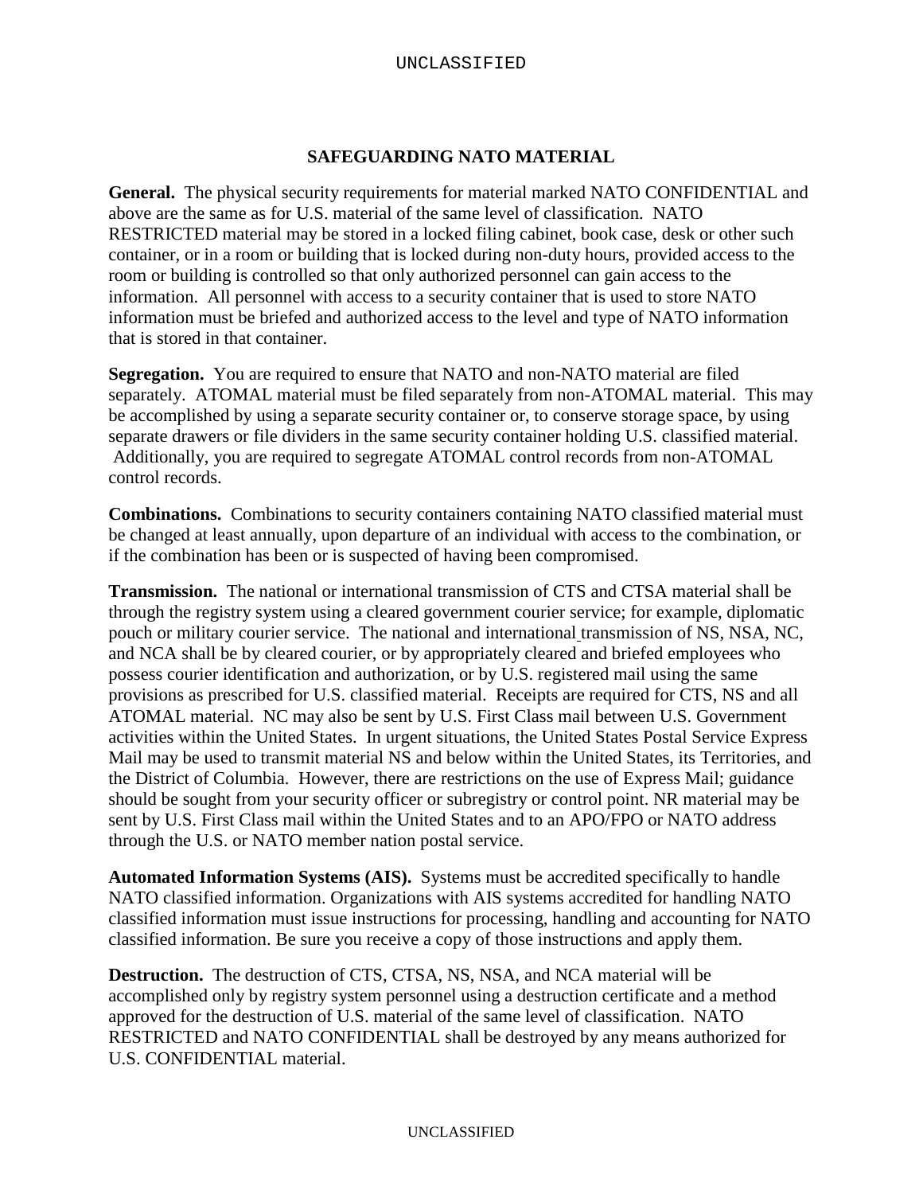## SAFEGUARDING NATO MATERIAL

**General.** The physical security requirements for material marked NATO CONFIDENTIAL and above are the same as for U.S. material of the same level of classification. NATO RESTRICTED material may be stored in a locked filing cabinet, book case, desk or other such container, or in a room or building that is locked during non-duty hours, provided access to the room or building is controlled so that only authorized personnel can gain access to the information. All personnel with access to a security container that is used to store NATO information must be briefed and authorized access to the level and type of NATO information that is stored in that container.

**Segregation.** You are required to ensure that NATO and non-NATO material are filed separately. ATOMAL material must be filed separately from non-ATOMAL material. This may be accomplished by using a separate security container or, to conserve storage space, by using separate drawers or file dividers in the same security container holding U.S. classified material. Additionally, you are required to segregate ATOMAL control records from non-ATOMAL control records.

**Combinations.** Combinations to security containers containing NATO classified material must be changed at least annually, upon departure of an individual with access to the combination, or if the combination has been or is suspected of having been compromised.

**Transmission.** The national or international transmission of CTS and CTSA material shall be through the registry system using a cleared government courier service; for example, diplomatic pouch or military courier service. The national and international transmission of NS, NSA, NC, and NCA shall be by cleared courier, or by appropriately cleared and briefed employees who possess courier identification and authorization, or by U.S. registered mail using the same provisions as prescribed for U.S. classified material. Receipts are required for CTS, NS and all ATOMAL material. NC may also be sent by U.S. First Class mail between U.S. Government activities within the United States. In urgent situations, the United States Postal Service Express Mail may be used to transmit material NS and below within the United States, its Territories, and the District of Columbia. However, there are restrictions on the use of Express Mail; guidance should be sought from your security officer or subregistry or control point. NR material may be sent by U.S. First Class mail within the United States and to an APO/FPO or NATO address through the U.S. or NATO member nation postal service.

**Automated Information Systems (AIS).** Systems must be accredited specifically to handle NATO classified information. Organizations with AIS systems accredited for handling NATO classified information must issue instructions for processing, handling and accounting for NATO classified information. Be sure you receive a copy of those instructions and apply them.

**Destruction.** The destruction of CTS, CTSA, NS, NSA, and NCA material will be accomplished only by registry system personnel using a destruction certificate and a method approved for the destruction of U.S. material of the same level of classification. NATO RESTRICTED and NATO CONFIDENTIAL shall be destroyed by any means authorized for U.S. CONFIDENTIAL material.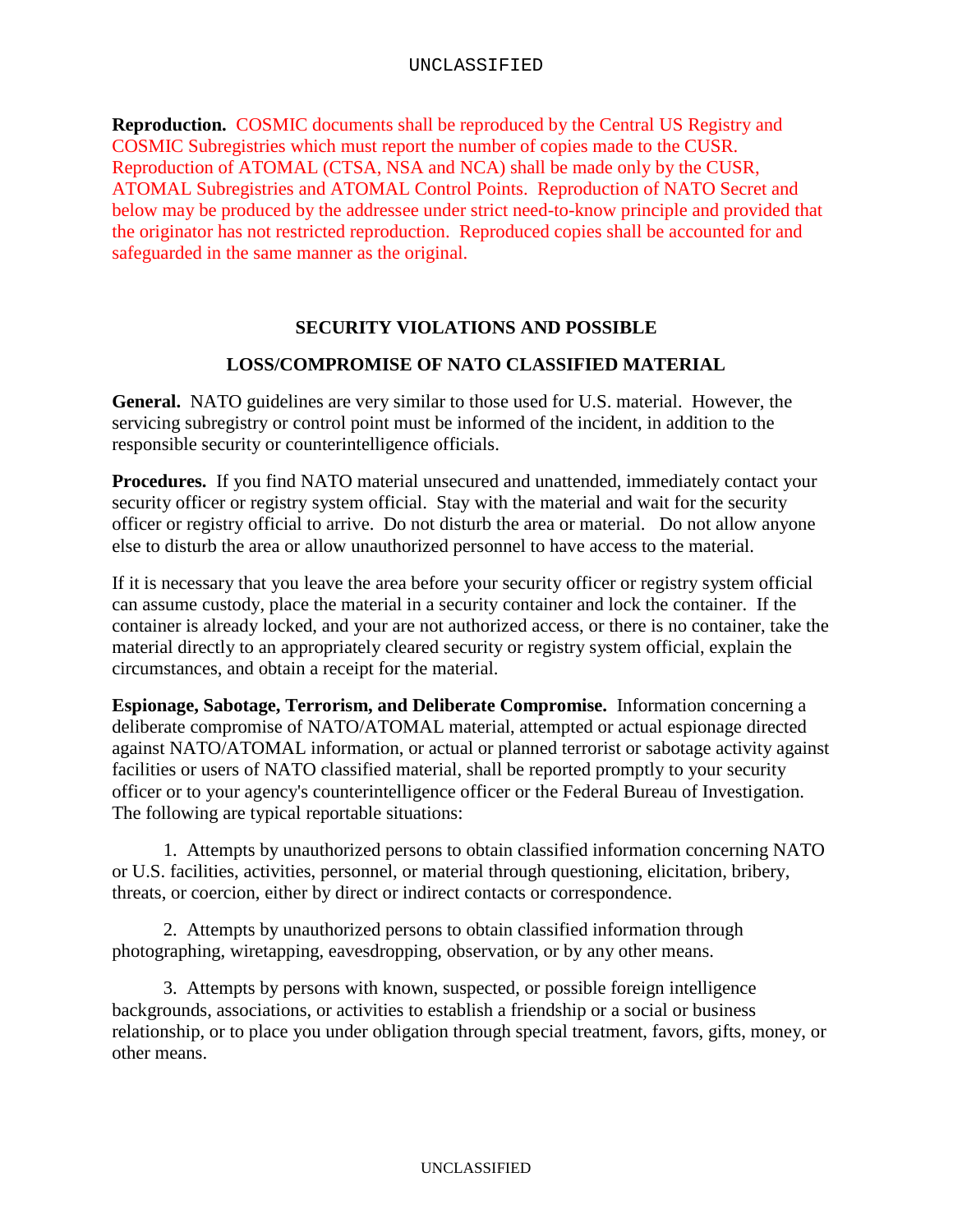**Reproduction.** COSMIC documents shall be reproduced by the Central US Registry and COSMIC Subregistries which must report the number of copies made to the CUSR. Reproduction of ATOMAL (CTSA, NSA and NCA) shall be made only by the CUSR, ATOMAL Subregistries and ATOMAL Control Points. Reproduction of NATO Secret and below may be produced by the addressee under strict need-to-know principle and provided that the originator has not restricted reproduction. Reproduced copies shall be accounted for and safeguarded in the same manner as the original.

## SECURITY VIOLATIONS AND POSSIBLE LOSS/COMPROMISE OF NATO CLASSIFIED MATERIAL

**General.** NATO guidelines are very similar to those used for U.S. material. However, the servicing subregistry or control point must be informed of the incident, in addition to the responsible security or counterintelligence officials.

**Procedures.** If you find NATO material unsecured and unattended, immediately contact your security officer or registry system official. Stay with the material and wait for the security officer or registry official to arrive. Do not disturb the area or material. Do not allow anyone else to disturb the area or allow unauthorized personnel to have access to the material.

If it is necessary that you leave the area before your security officer or registry system official can assume custody, place the material in a security container and lock the container. If the container is already locked, and your are not authorized access, or there is no container, take the material directly to an appropriately cleared security or registry system official, explain the circumstances, and obtain a receipt for the material.

**Espionage, Sabotage, Terrorism, and Deliberate Compromise.** Information concerning a deliberate compromise of NATO/ATOMAL material, attempted or actual espionage directed against NATO/ATOMAL information, or actual or planned terrorist or sabotage activity against facilities or users of NATO classified material, shall be reported promptly to your security officer or to your agency's counterintelligence officer or the Federal Bureau of Investigation. The following are typical reportable situations:

1. Attempts by unauthorized persons to obtain classified information concerning NATO or U.S. facilities, activities, personnel, or material through questioning, elicitation, bribery, threats, or coercion, either by direct or indirect contacts or correspondence.

2. Attempts by unauthorized persons to obtain classified information through photographing, wiretapping, eavesdropping, observation, or by any other means.

3. Attempts by persons with known, suspected, or possible foreign intelligence backgrounds, associations, or activities to establish a friendship or a social or business relationship, or to place you under obligation through special treatment, favors, gifts, money, or other means.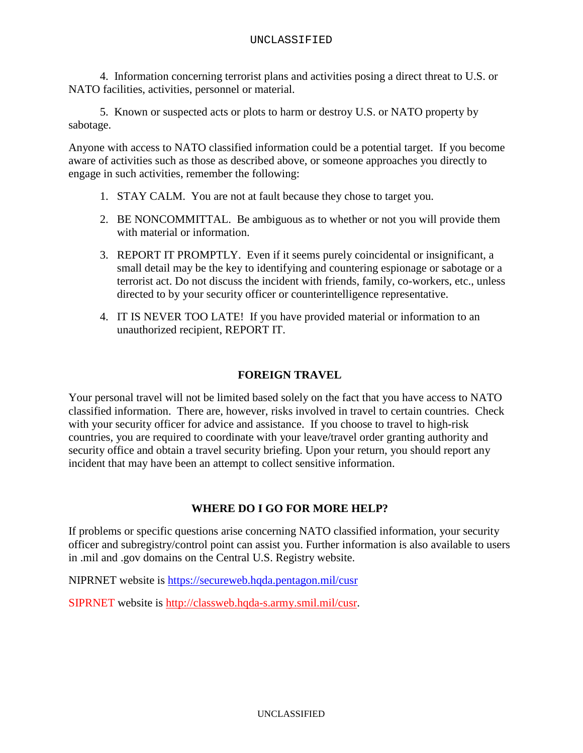4. Information concerning terrorist plans and activities posing a direct threat to U.S. or NATO facilities, activities, personnel or material.

5. Known or suspected acts or plots to harm or destroy U.S. or NATO property by sabotage.

Anyone with access to NATO classified information could be a potential target. If you become aware of activities such as those as described above, or someone approaches you directly to engage in such activities, remember the following:

1. STAY CALM. You are not at fault because they chose to target you.

2. BE NONCOMMITTAL. Be ambiguous as to whether or not you will provide them with material or information.

3. REPORT IT PROMPTLY. Even if it seems purely coincidental or insignificant, a small detail may be the key to identifying and countering espionage or sabotage or a terrorist act. Do not discuss the incident with friends, family, co-workers, etc., unless directed to by your security officer or counterintelligence representative.

4. IT IS NEVER TOO LATE! If you have provided material or information to an unauthorized recipient, REPORT IT.

## FOREIGN TRAVEL

Your personal travel will not be limited based solely on the fact that you have access to NATO classified information. There are, however, risks involved in travel to certain countries. Check with your security officer for advice and assistance. If you choose to travel to high-risk countries, you are required to coordinate with your leave/travel order granting authority and security office and obtain a travel security briefing. Upon your return, you should report any incident that may have been an attempt to collect sensitive information.

## WHERE DO I GO FOR MORE HELP?

If problems or specific questions arise concerning NATO classified information, your security officer and subregistry/control point can assist you. Further information is also available to users in .mil and .gov domains on the Central U.S. Registry website.

NIPRNET website is https://secureweb.hqda.pentagon.mil/cusr

SIPRNET website is http://classweb.hqda-s.army.smil.mil/cusr.